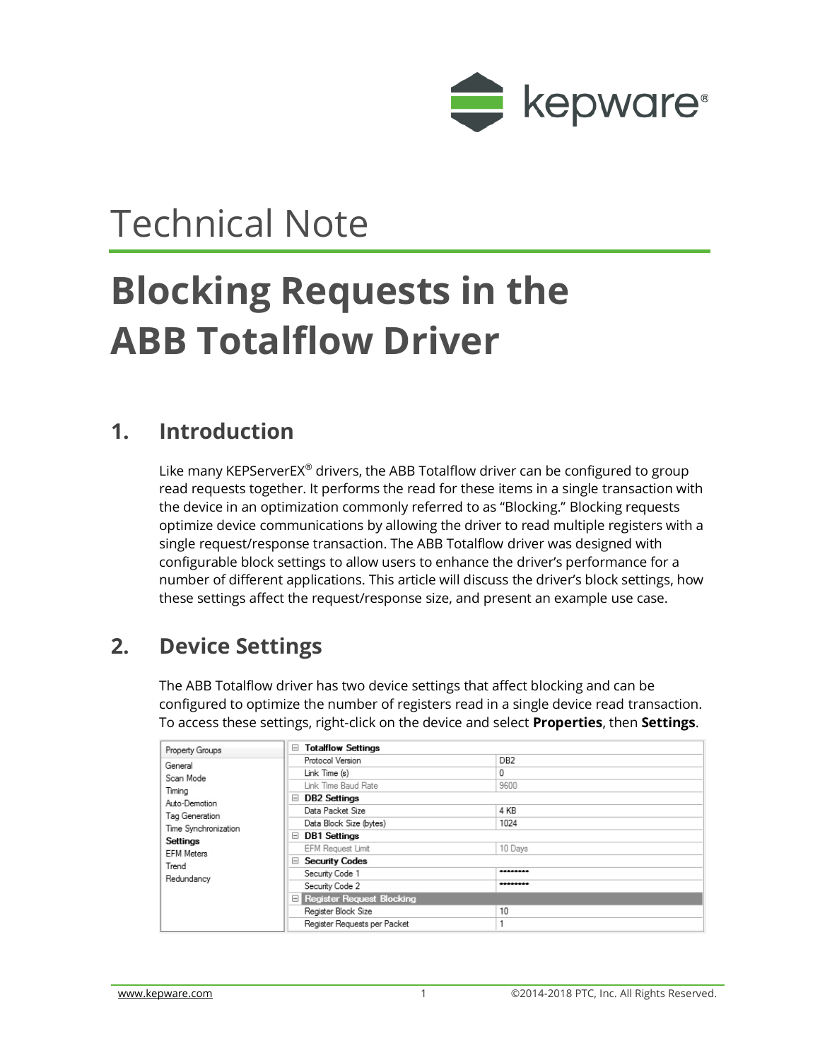Technical Note

# Blocking Requests in the ABB Totalflow Driver

## 1. Introduction

Like many KEPServerEX® drivers, the ABB Totalflow driver can be configured to group read requests together. It performs the read for these items in a single transaction with the device in an optimization commonly referred to as "Blocking." Blocking requests optimize device communications by allowing the driver to read multiple registers with a single request/response transaction. The ABB Totalflow driver was designed with configurable block settings to allow users to enhance the driver's performance for a number of different applications. This article will discuss the driver's block settings, how these settings affect the request/response size, and present an example use case.

## 2. Device Settings

The ABB Totalflow driver has two device settings that affect blocking and can be configured to optimize the number of registers read in a single device read transaction. To access these settings, right-click on the device and select **Properties**, then **Settings**.

| Property Groups | Property | Value |
|---|---|---|
| General | **Totalflow Settings** | |
| Scan Mode | Protocol Version | DB2 |
| Timing | Link Time (s) | 0 |
| Auto-Demotion | Link Time Baud Rate | 9600 |
| Tag Generation | **DB2 Settings** | |
| Time Synchronization | Data Packet Size | 4 KB |
| **Settings** | Data Block Size (bytes) | 1024 |
| EFM Meters | **DB1 Settings** | |
| Trend | EFM Request Limit | 10 Days |
| Redundancy | **Security Codes** | |
| | Security Code 1 | ******** |
| | Security Code 2 | ******** |
| | **Register Request Blocking** | |
| | Register Block Size | 10 |
| | Register Requests per Packet | 1 |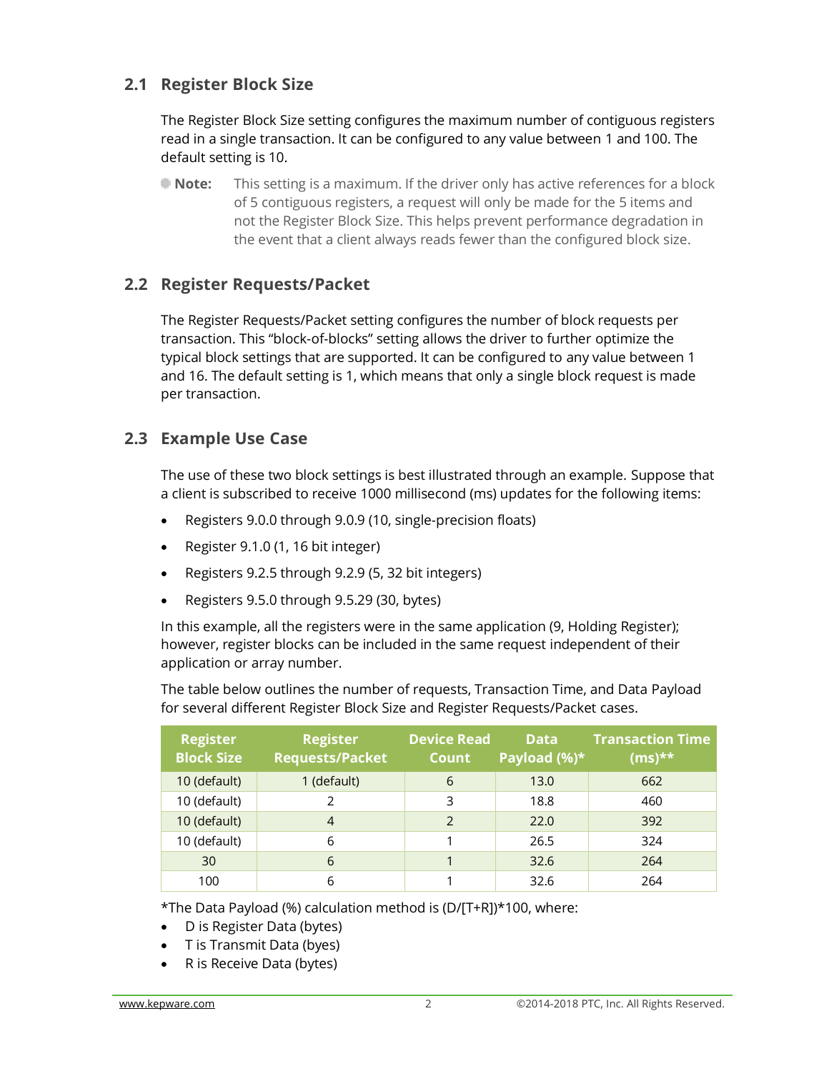## 2.1 Register Block Size

The Register Block Size setting configures the maximum number of contiguous registers read in a single transaction. It can be configured to any value between 1 and 100. The default setting is 10.

**Note:** This setting is a maximum. If the driver only has active references for a block of 5 contiguous registers, a request will only be made for the 5 items and not the Register Block Size. This helps prevent performance degradation in the event that a client always reads fewer than the configured block size.

## 2.2 Register Requests/Packet

The Register Requests/Packet setting configures the number of block requests per transaction. This "block-of-blocks" setting allows the driver to further optimize the typical block settings that are supported. It can be configured to any value between 1 and 16. The default setting is 1, which means that only a single block request is made per transaction.

## 2.3 Example Use Case

The use of these two block settings is best illustrated through an example. Suppose that a client is subscribed to receive 1000 millisecond (ms) updates for the following items:

- Registers 9.0.0 through 9.0.9 (10, single-precision floats)
- Register 9.1.0 (1, 16 bit integer)
- Registers 9.2.5 through 9.2.9 (5, 32 bit integers)
- Registers 9.5.0 through 9.5.29 (30, bytes)

In this example, all the registers were in the same application (9, Holding Register); however, register blocks can be included in the same request independent of their application or array number.

The table below outlines the number of requests, Transaction Time, and Data Payload for several different Register Block Size and Register Requests/Packet cases.

| Register Block Size | Register Requests/Packet | Device Read Count | Data Payload (%)* | Transaction Time (ms)** |
|---|---|---|---|---|
| 10 (default) | 1 (default) | 6 | 13.0 | 662 |
| 10 (default) | 2 | 3 | 18.8 | 460 |
| 10 (default) | 4 | 2 | 22.0 | 392 |
| 10 (default) | 6 | 1 | 26.5 | 324 |
| 30 | 6 | 1 | 32.6 | 264 |
| 100 | 6 | 1 | 32.6 | 264 |

*The Data Payload (%) calculation method is (D/[T+R])*100, where:

- D is Register Data (bytes)
- T is Transmit Data (byes)
- R is Receive Data (bytes)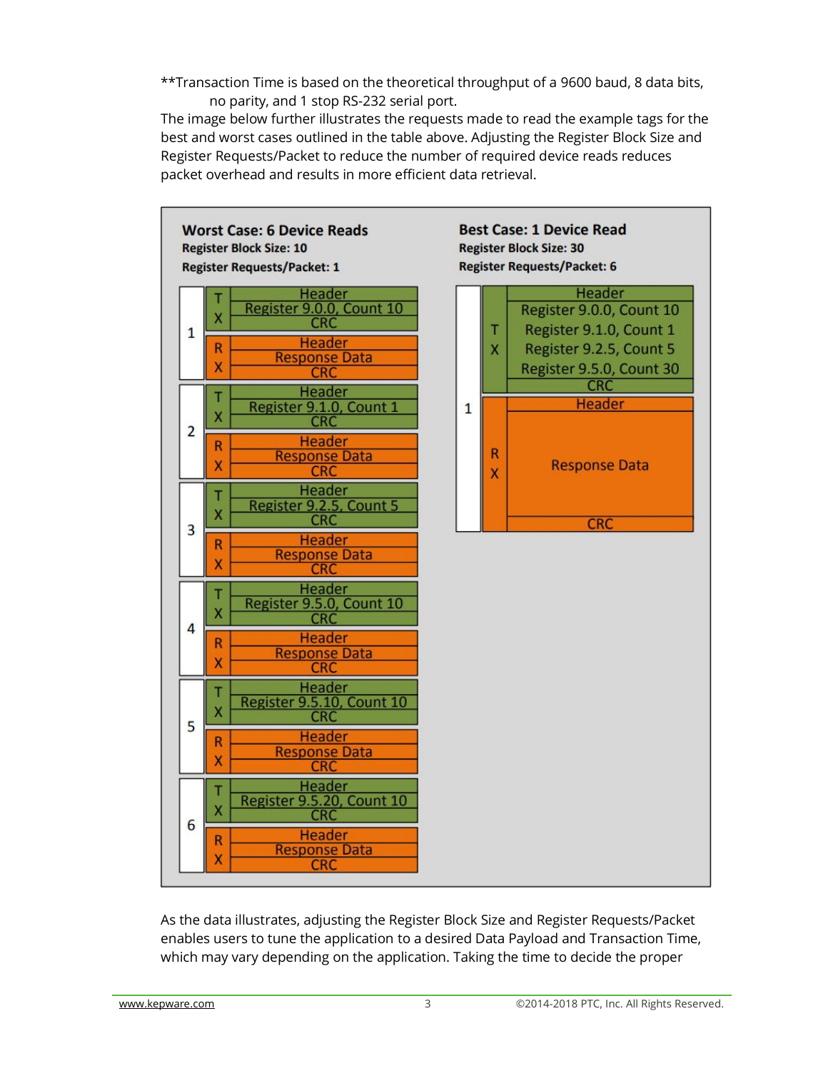**Transaction Time is based on the theoretical throughput of a 9600 baud, 8 data bits, no parity, and 1 stop RS-232 serial port.

The image below further illustrates the requests made to read the example tags for the best and worst cases outlined in the table above. Adjusting the Register Block Size and Register Requests/Packet to reduce the number of required device reads reduces packet overhead and results in more efficient data retrieval.

**Worst Case: 6 Device Reads**
**Register Block Size: 10**
**Register Requests/Packet: 1**

| Read | | |
|---|---|---|
| 1 | TX | Header<br>Register 9.0.0, Count 10<br>CRC |
| | RX | Header<br>Response Data<br>CRC |
| 2 | TX | Header<br>Register 9.1.0, Count 1<br>CRC |
| | RX | Header<br>Response Data<br>CRC |
| 3 | TX | Header<br>Register 9.2.5, Count 5<br>CRC |
| | RX | Header<br>Response Data<br>CRC |
| 4 | TX | Header<br>Register 9.5.0, Count 10<br>CRC |
| | RX | Header<br>Response Data<br>CRC |
| 5 | TX | Header<br>Register 9.5.10, Count 10<br>CRC |
| | RX | Header<br>Response Data<br>CRC |
| 6 | TX | Header<br>Register 9.5.20, Count 10<br>CRC |
| | RX | Header<br>Response Data<br>CRC |

**Best Case: 1 Device Read**
**Register Block Size: 30**
**Register Requests/Packet: 6**

| Read | | |
|---|---|---|
| 1 | TX | Header<br>Register 9.0.0, Count 10<br>Register 9.1.0, Count 1<br>Register 9.2.5, Count 5<br>Register 9.5.0, Count 30<br>CRC |
| | RX | Header<br>Response Data<br>CRC |

As the data illustrates, adjusting the Register Block Size and Register Requests/Packet enables users to tune the application to a desired Data Payload and Transaction Time, which may vary depending on the application. Taking the time to decide the proper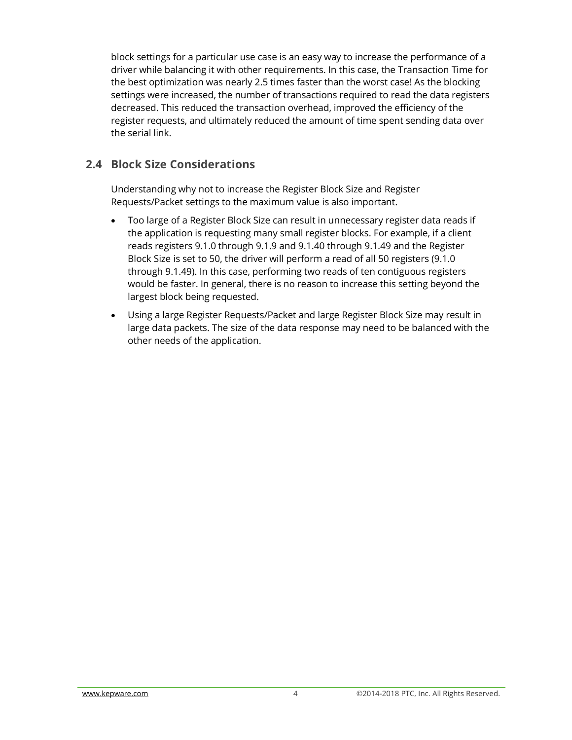block settings for a particular use case is an easy way to increase the performance of a driver while balancing it with other requirements. In this case, the Transaction Time for the best optimization was nearly 2.5 times faster than the worst case! As the blocking settings were increased, the number of transactions required to read the data registers decreased. This reduced the transaction overhead, improved the efficiency of the register requests, and ultimately reduced the amount of time spent sending data over the serial link.

## 2.4 Block Size Considerations

Understanding why not to increase the Register Block Size and Register Requests/Packet settings to the maximum value is also important.

- Too large of a Register Block Size can result in unnecessary register data reads if the application is requesting many small register blocks. For example, if a client reads registers 9.1.0 through 9.1.9 and 9.1.40 through 9.1.49 and the Register Block Size is set to 50, the driver will perform a read of all 50 registers (9.1.0 through 9.1.49). In this case, performing two reads of ten contiguous registers would be faster. In general, there is no reason to increase this setting beyond the largest block being requested.
- Using a large Register Requests/Packet and large Register Block Size may result in large data packets. The size of the data response may need to be balanced with the other needs of the application.